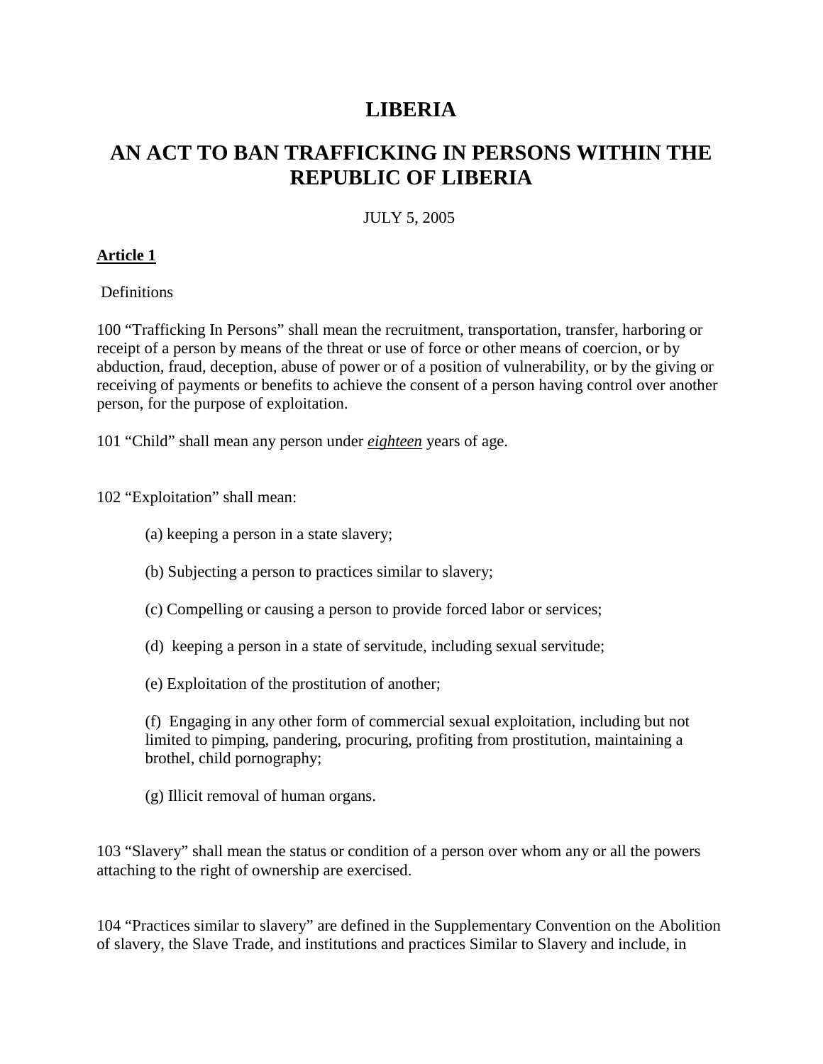# LIBERIA

# AN ACT TO BAN TRAFFICKING IN PERSONS WITHIN THE REPUBLIC OF LIBERIA

JULY 5, 2005

**Article 1**

Definitions

100 "Trafficking In Persons" shall mean the recruitment, transportation, transfer, harboring or receipt of a person by means of the threat or use of force or other means of coercion, or by abduction, fraud, deception, abuse of power or of a position of vulnerability, or by the giving or receiving of payments or benefits to achieve the consent of a person having control over another person, for the purpose of exploitation.

101 "Child" shall mean any person under *eighteen* years of age.

102 "Exploitation" shall mean:

(a) keeping a person in a state slavery;

(b) Subjecting a person to practices similar to slavery;

(c) Compelling or causing a person to provide forced labor or services;

(d) keeping a person in a state of servitude, including sexual servitude;

(e) Exploitation of the prostitution of another;

(f) Engaging in any other form of commercial sexual exploitation, including but not limited to pimping, pandering, procuring, profiting from prostitution, maintaining a brothel, child pornography;

(g) Illicit removal of human organs.

103 "Slavery" shall mean the status or condition of a person over whom any or all the powers attaching to the right of ownership are exercised.

104 "Practices similar to slavery" are defined in the Supplementary Convention on the Abolition of slavery, the Slave Trade, and institutions and practices Similar to Slavery and include, in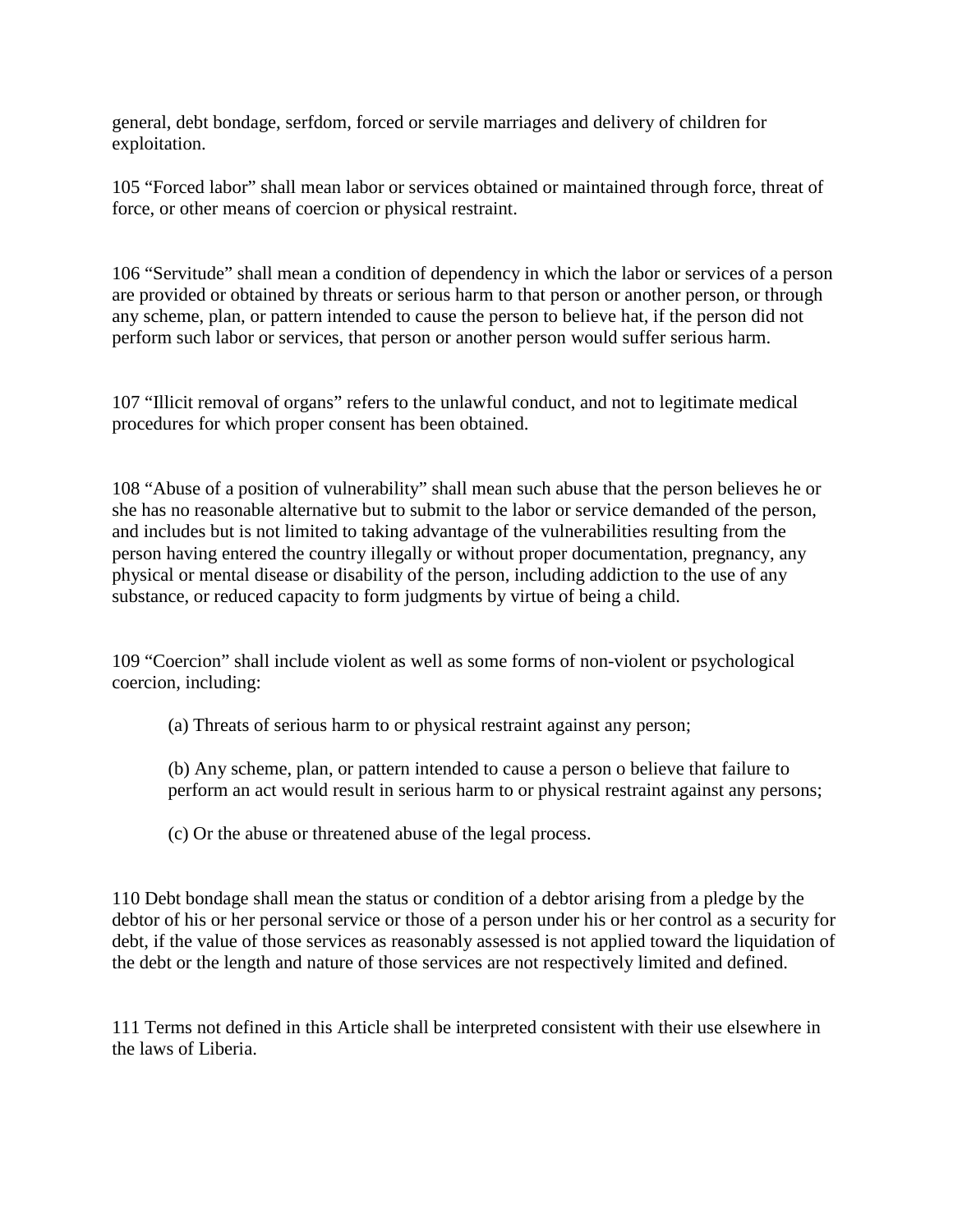general, debt bondage, serfdom, forced or servile marriages and delivery of children for exploitation.

105 “Forced labor” shall mean labor or services obtained or maintained through force, threat of force, or other means of coercion or physical restraint.

106 “Servitude” shall mean a condition of dependency in which the labor or services of a person are provided or obtained by threats or serious harm to that person or another person, or through any scheme, plan, or pattern intended to cause the person to believe hat, if the person did not perform such labor or services, that person or another person would suffer serious harm.

107 “Illicit removal of organs” refers to the unlawful conduct, and not to legitimate medical procedures for which proper consent has been obtained.

108 “Abuse of a position of vulnerability” shall mean such abuse that the person believes he or she has no reasonable alternative but to submit to the labor or service demanded of the person, and includes but is not limited to taking advantage of the vulnerabilities resulting from the person having entered the country illegally or without proper documentation, pregnancy, any physical or mental disease or disability of the person, including addiction to the use of any substance, or reduced capacity to form judgments by virtue of being a child.

109 “Coercion” shall include violent as well as some forms of non-violent or psychological coercion, including:

(a) Threats of serious harm to or physical restraint against any person;

(b) Any scheme, plan, or pattern intended to cause a person o believe that failure to perform an act would result in serious harm to or physical restraint against any persons;

(c) Or the abuse or threatened abuse of the legal process.

110 Debt bondage shall mean the status or condition of a debtor arising from a pledge by the debtor of his or her personal service or those of a person under his or her control as a security for debt, if the value of those services as reasonably assessed is not applied toward the liquidation of the debt or the length and nature of those services are not respectively limited and defined.

111 Terms not defined in this Article shall be interpreted consistent with their use elsewhere in the laws of Liberia.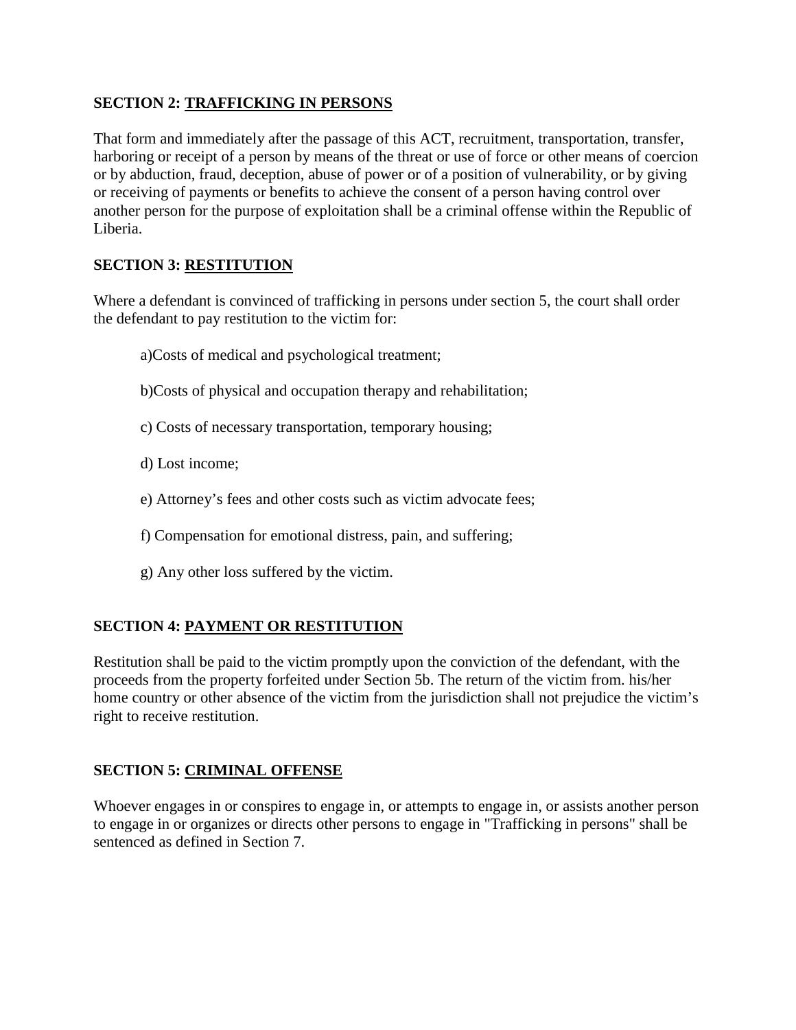**SECTION 2: TRAFFICKING IN PERSONS**

That form and immediately after the passage of this ACT, recruitment, transportation, transfer, harboring or receipt of a person by means of the threat or use of force or other means of coercion or by abduction, fraud, deception, abuse of power or of a position of vulnerability, or by giving or receiving of payments or benefits to achieve the consent of a person having control over another person for the purpose of exploitation shall be a criminal offense within the Republic of Liberia.

**SECTION 3: RESTITUTION**

Where a defendant is convinced of trafficking in persons under section 5, the court shall order the defendant to pay restitution to the victim for:

a)Costs of medical and psychological treatment;

b)Costs of physical and occupation therapy and rehabilitation;

c) Costs of necessary transportation, temporary housing;

d) Lost income;

e) Attorney's fees and other costs such as victim advocate fees;

f) Compensation for emotional distress, pain, and suffering;

g) Any other loss suffered by the victim.

**SECTION 4: PAYMENT OR RESTITUTION**

Restitution shall be paid to the victim promptly upon the conviction of the defendant, with the proceeds from the property forfeited under Section 5b. The return of the victim from. his/her home country or other absence of the victim from the jurisdiction shall not prejudice the victim's right to receive restitution.

**SECTION 5: CRIMINAL OFFENSE**

Whoever engages in or conspires to engage in, or attempts to engage in, or assists another person to engage in or organizes or directs other persons to engage in "Trafficking in persons" shall be sentenced as defined in Section 7.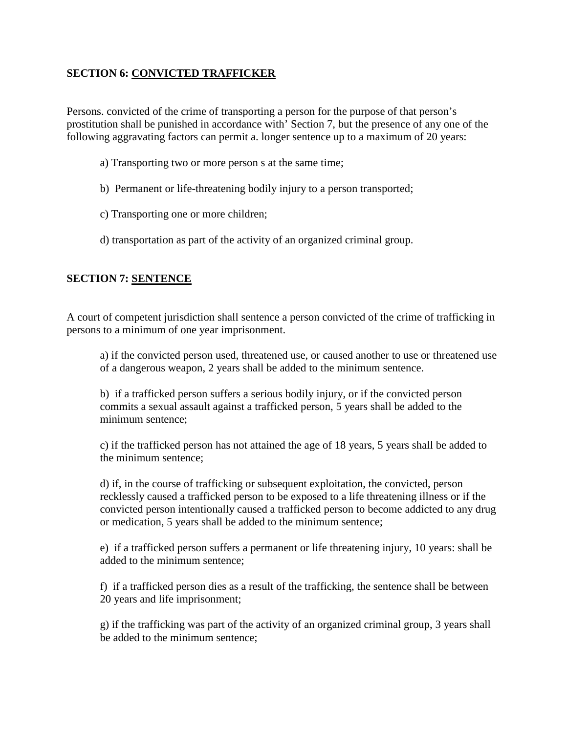**SECTION 6: CONVICTED TRAFFICKER**

Persons. convicted of the crime of transporting a person for the purpose of that person's prostitution shall be punished in accordance with' Section 7, but the presence of any one of the following aggravating factors can permit a. longer sentence up to a maximum of 20 years:

a) Transporting two or more person s at the same time;

b) Permanent or life-threatening bodily injury to a person transported;

c) Transporting one or more children;

d) transportation as part of the activity of an organized criminal group.

**SECTION 7: SENTENCE**

A court of competent jurisdiction shall sentence a person convicted of the crime of trafficking in persons to a minimum of one year imprisonment.

a) if the convicted person used, threatened use, or caused another to use or threatened use of a dangerous weapon, 2 years shall be added to the minimum sentence.

b) if a trafficked person suffers a serious bodily injury, or if the convicted person commits a sexual assault against a trafficked person, 5 years shall be added to the minimum sentence;

c) if the trafficked person has not attained the age of 18 years, 5 years shall be added to the minimum sentence;

d) if, in the course of trafficking or subsequent exploitation, the convicted, person recklessly caused a trafficked person to be exposed to a life threatening illness or if the convicted person intentionally caused a trafficked person to become addicted to any drug or medication, 5 years shall be added to the minimum sentence;

e) if a trafficked person suffers a permanent or life threatening injury, 10 years: shall be added to the minimum sentence;

f) if a trafficked person dies as a result of the trafficking, the sentence shall be between 20 years and life imprisonment;

g) if the trafficking was part of the activity of an organized criminal group, 3 years shall be added to the minimum sentence;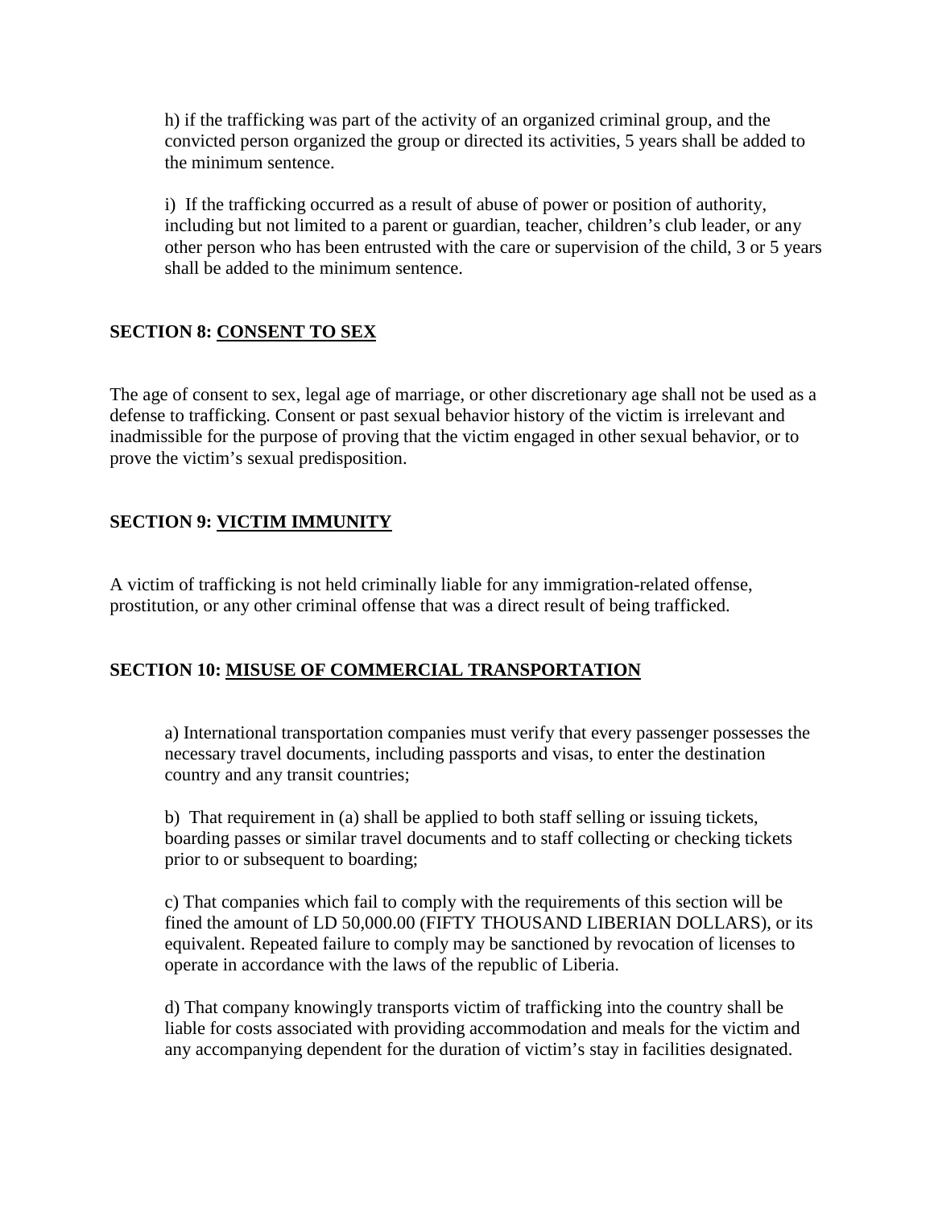h) if the trafficking was part of the activity of an organized criminal group, and the convicted person organized the group or directed its activities, 5 years shall be added to the minimum sentence.

i) If the trafficking occurred as a result of abuse of power or position of authority, including but not limited to a parent or guardian, teacher, children's club leader, or any other person who has been entrusted with the care or supervision of the child, 3 or 5 years shall be added to the minimum sentence.

## SECTION 8: CONSENT TO SEX

The age of consent to sex, legal age of marriage, or other discretionary age shall not be used as a defense to trafficking. Consent or past sexual behavior history of the victim is irrelevant and inadmissible for the purpose of proving that the victim engaged in other sexual behavior, or to prove the victim's sexual predisposition.

## SECTION 9: VICTIM IMMUNITY

A victim of trafficking is not held criminally liable for any immigration-related offense, prostitution, or any other criminal offense that was a direct result of being trafficked.

## SECTION 10: MISUSE OF COMMERCIAL TRANSPORTATION

a) International transportation companies must verify that every passenger possesses the necessary travel documents, including passports and visas, to enter the destination country and any transit countries;

b) That requirement in (a) shall be applied to both staff selling or issuing tickets, boarding passes or similar travel documents and to staff collecting or checking tickets prior to or subsequent to boarding;

c) That companies which fail to comply with the requirements of this section will be fined the amount of LD 50,000.00 (FIFTY THOUSAND LIBERIAN DOLLARS), or its equivalent. Repeated failure to comply may be sanctioned by revocation of licenses to operate in accordance with the laws of the republic of Liberia.

d) That company knowingly transports victim of trafficking into the country shall be liable for costs associated with providing accommodation and meals for the victim and any accompanying dependent for the duration of victim's stay in facilities designated.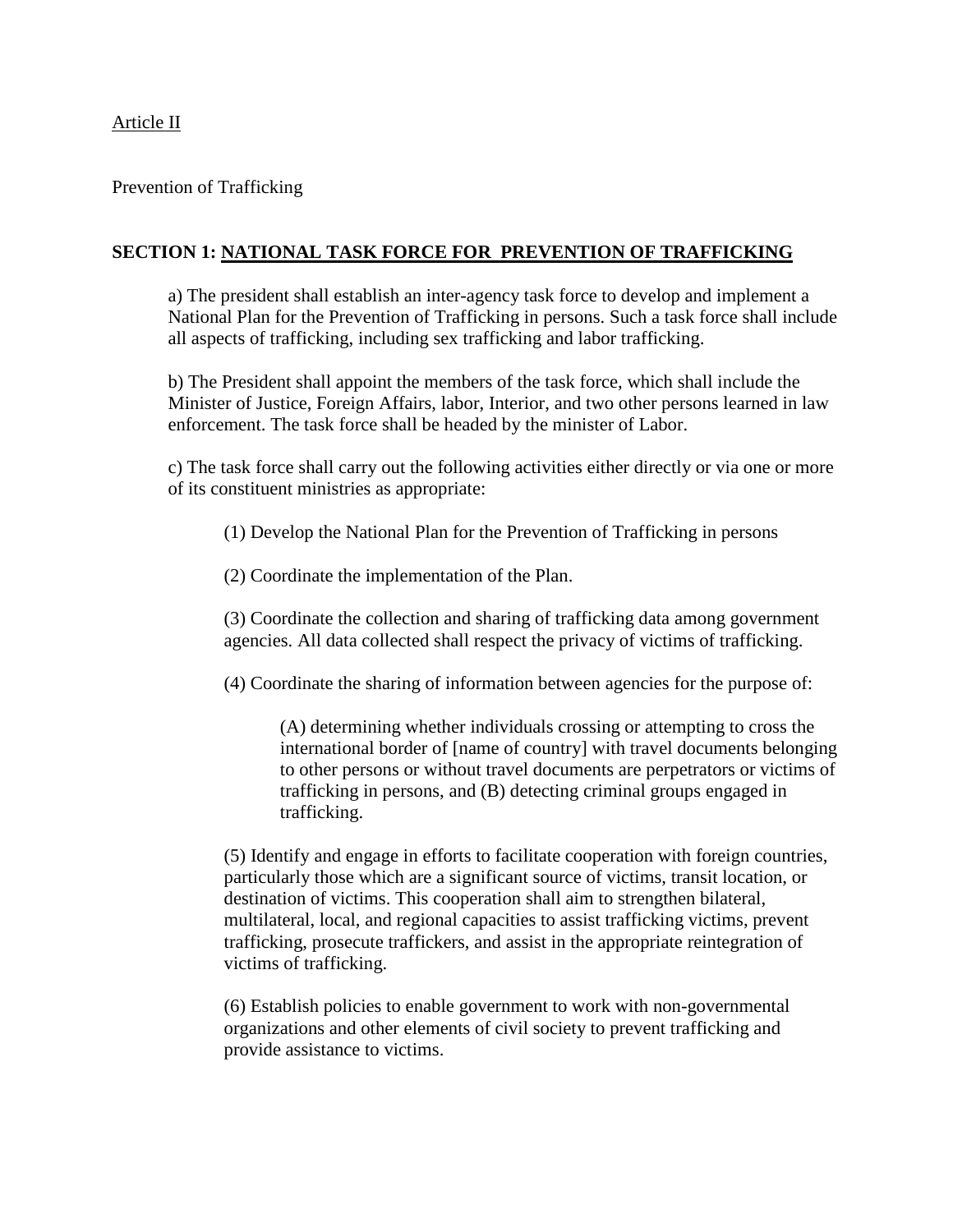Article II

Prevention of Trafficking

**SECTION 1: NATIONAL TASK FORCE FOR PREVENTION OF TRAFFICKING**

a) The president shall establish an inter-agency task force to develop and implement a National Plan for the Prevention of Trafficking in persons. Such a task force shall include all aspects of trafficking, including sex trafficking and labor trafficking.

b) The President shall appoint the members of the task force, which shall include the Minister of Justice, Foreign Affairs, labor, Interior, and two other persons learned in law enforcement. The task force shall be headed by the minister of Labor.

c) The task force shall carry out the following activities either directly or via one or more of its constituent ministries as appropriate:

(1) Develop the National Plan for the Prevention of Trafficking in persons

(2) Coordinate the implementation of the Plan.

(3) Coordinate the collection and sharing of trafficking data among government agencies. All data collected shall respect the privacy of victims of trafficking.

(4) Coordinate the sharing of information between agencies for the purpose of:

(A) determining whether individuals crossing or attempting to cross the international border of [name of country] with travel documents belonging to other persons or without travel documents are perpetrators or victims of trafficking in persons, and (B) detecting criminal groups engaged in trafficking.

(5) Identify and engage in efforts to facilitate cooperation with foreign countries, particularly those which are a significant source of victims, transit location, or destination of victims. This cooperation shall aim to strengthen bilateral, multilateral, local, and regional capacities to assist trafficking victims, prevent trafficking, prosecute traffickers, and assist in the appropriate reintegration of victims of trafficking.

(6) Establish policies to enable government to work with non-governmental organizations and other elements of civil society to prevent trafficking and provide assistance to victims.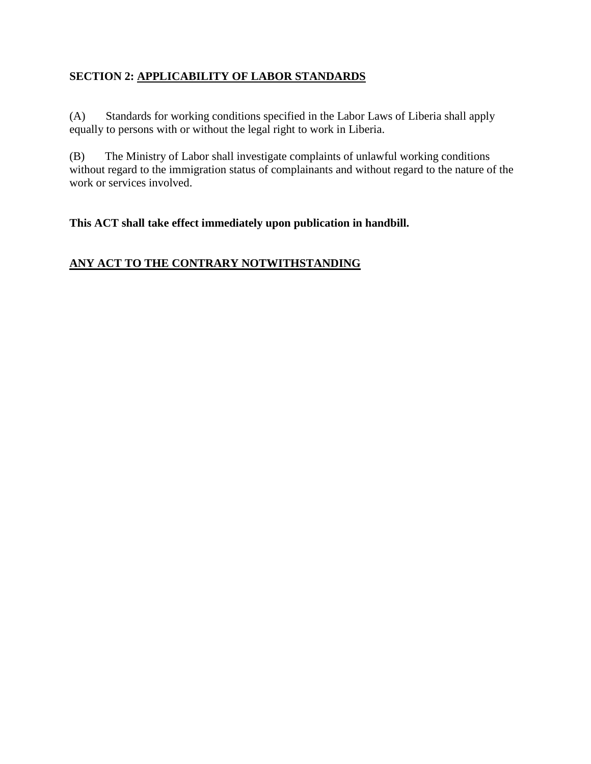## SECTION 2: APPLICABILITY OF LABOR STANDARDS

(A) Standards for working conditions specified in the Labor Laws of Liberia shall apply equally to persons with or without the legal right to work in Liberia.

(B) The Ministry of Labor shall investigate complaints of unlawful working conditions without regard to the immigration status of complainants and without regard to the nature of the work or services involved.

**This ACT shall take effect immediately upon publication in handbill.**

**ANY ACT TO THE CONTRARY NOTWITHSTANDING**